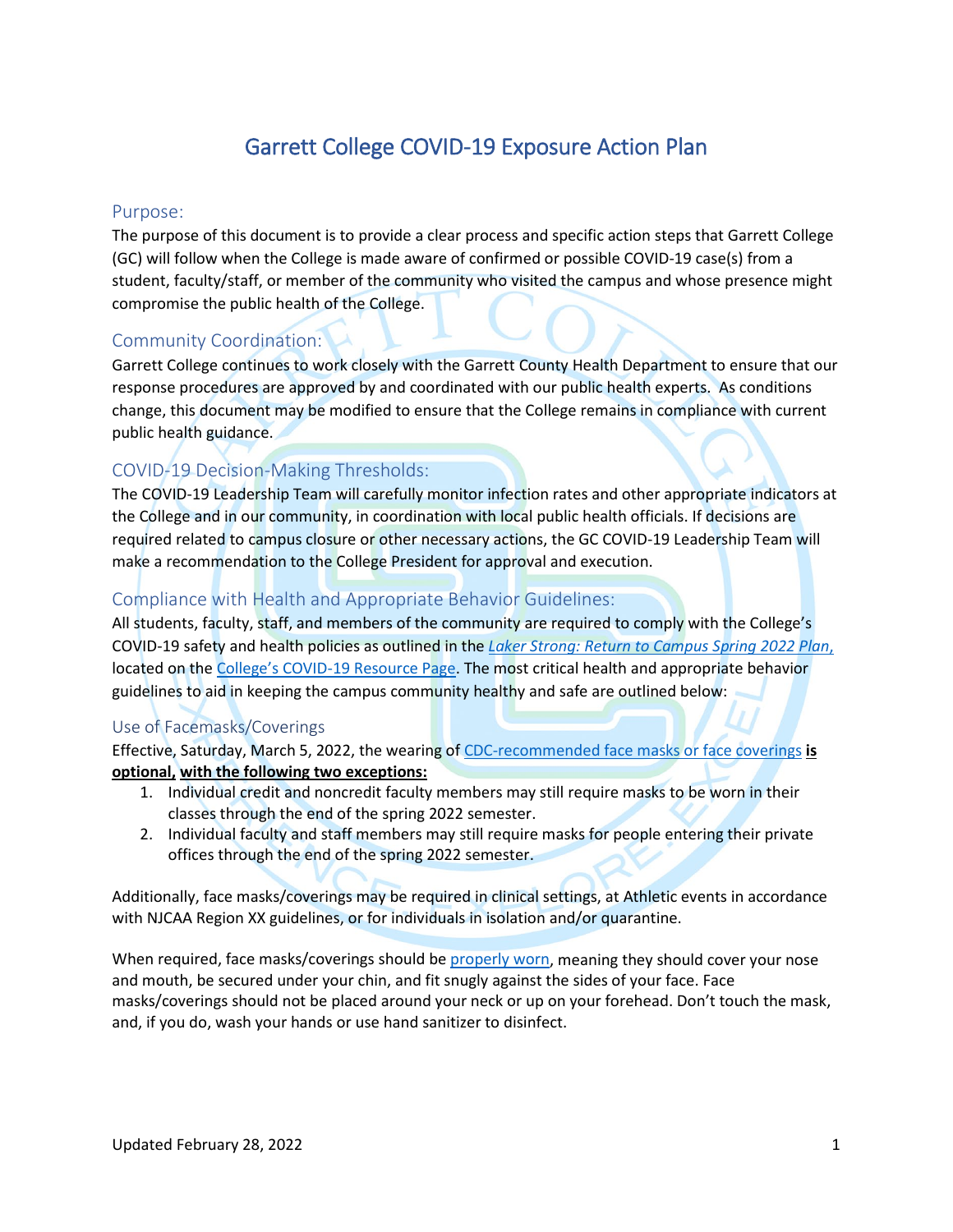# Garrett College COVID-19 Exposure Action Plan

## Purpose:

The purpose of this document is to provide a clear process and specific action steps that Garrett College (GC) will follow when the College is made aware of confirmed or possible COVID-19 case(s) from a student, faculty/staff, or member of the community who visited the campus and whose presence might compromise the public health of the College.

## Community Coordination:

Garrett College continues to work closely with the Garrett County Health Department to ensure that our response procedures are approved by and coordinated with our public health experts. As conditions change, this document may be modified to ensure that the College remains in compliance with current public health guidance.

## COVID-19 Decision-Making Thresholds:

The COVID-19 Leadership Team will carefully monitor infection rates and other appropriate indicators at the College and in our community, in coordination with local public health officials. If decisions are required related to campus closure or other necessary actions, the GC COVID-19 Leadership Team will make a recommendation to the College President for approval and execution.

## Compliance with Health and Appropriate Behavior Guidelines:

All students, faculty, staff, and members of the community are required to comply with the College's COVID-19 safety and health policies as outlined in the *Laker Strong: Return to Campus Spring 2022 Plan,* located on the College's COVID-19 Resource Page. The most critical health and appropriate behavior guidelines to aid in keeping the campus community healthy and safe are outlined below:

### Use of Facemasks/Coverings

Effective, Saturday, March 5, 2022, the wearing of CDC-recommended face masks or face coverings **is optional, with the following two exceptions:**

1. Individual credit and noncredit faculty members may still require masks to be worn in their classes through the end of the spring 2022 semester.
2. Individual faculty and staff members may still require masks for people entering their private offices through the end of the spring 2022 semester.

Additionally, face masks/coverings may be required in clinical settings, at Athletic events in accordance with NJCAA Region XX guidelines, or for individuals in isolation and/or quarantine.

When required, face masks/coverings should be properly worn, meaning they should cover your nose and mouth, be secured under your chin, and fit snugly against the sides of your face. Face masks/coverings should not be placed around your neck or up on your forehead. Don't touch the mask, and, if you do, wash your hands or use hand sanitizer to disinfect.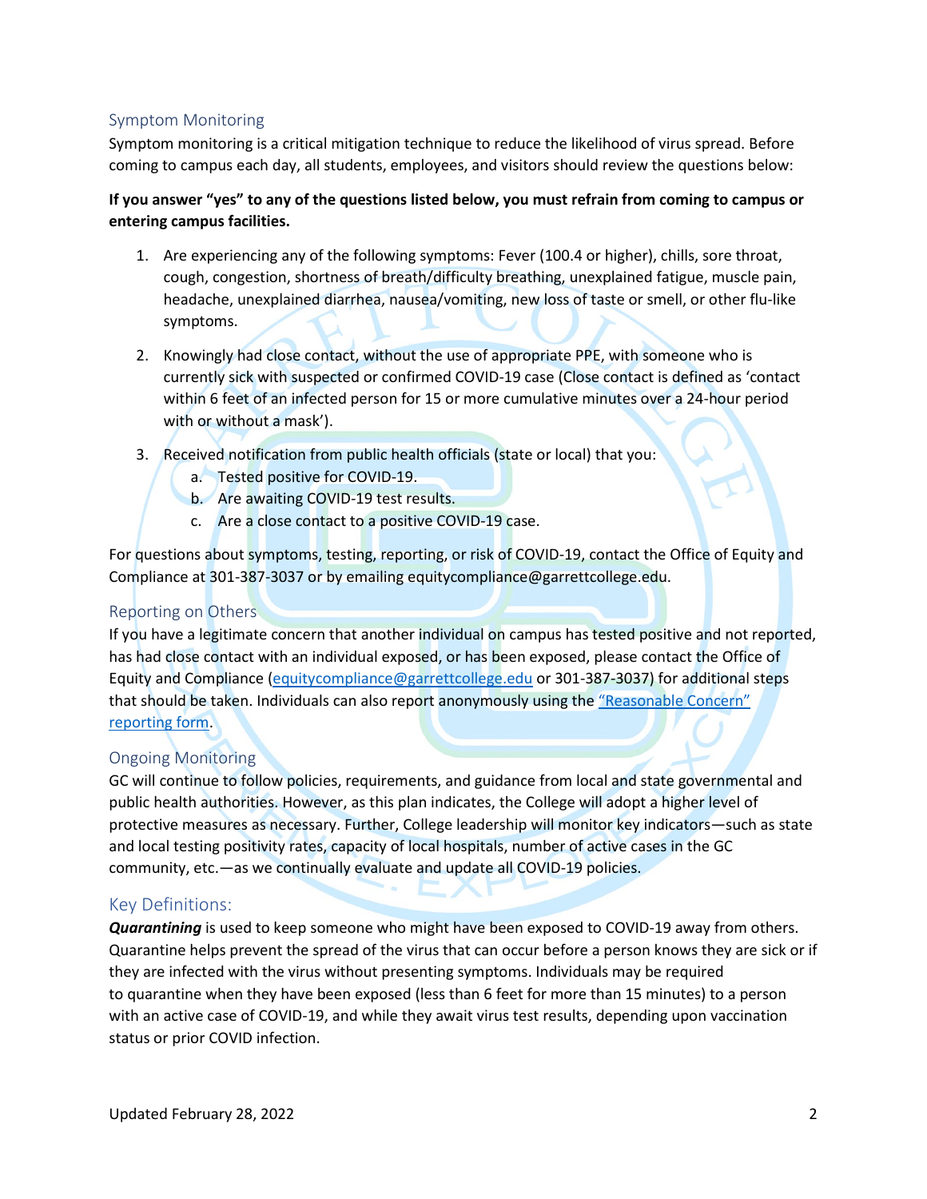## Symptom Monitoring

Symptom monitoring is a critical mitigation technique to reduce the likelihood of virus spread. Before coming to campus each day, all students, employees, and visitors should review the questions below:

**If you answer "yes" to any of the questions listed below, you must refrain from coming to campus or entering campus facilities.**

1. Are experiencing any of the following symptoms: Fever (100.4 or higher), chills, sore throat, cough, congestion, shortness of breath/difficulty breathing, unexplained fatigue, muscle pain, headache, unexplained diarrhea, nausea/vomiting, new loss of taste or smell, or other flu-like symptoms.
2. Knowingly had close contact, without the use of appropriate PPE, with someone who is currently sick with suspected or confirmed COVID-19 case (Close contact is defined as 'contact within 6 feet of an infected person for 15 or more cumulative minutes over a 24-hour period with or without a mask').
3. Received notification from public health officials (state or local) that you:
   a. Tested positive for COVID-19.
   b. Are awaiting COVID-19 test results.
   c. Are a close contact to a positive COVID-19 case.

For questions about symptoms, testing, reporting, or risk of COVID-19, contact the Office of Equity and Compliance at 301-387-3037 or by emailing equitycompliance@garrettcollege.edu.

## Reporting on Others

If you have a legitimate concern that another individual on campus has tested positive and not reported, has had close contact with an individual exposed, or has been exposed, please contact the Office of Equity and Compliance (equitycompliance@garrettcollege.edu or 301-387-3037) for additional steps that should be taken. Individuals can also report anonymously using the "Reasonable Concern" reporting form.

## Ongoing Monitoring

GC will continue to follow policies, requirements, and guidance from local and state governmental and public health authorities. However, as this plan indicates, the College will adopt a higher level of protective measures as necessary. Further, College leadership will monitor key indicators—such as state and local testing positivity rates, capacity of local hospitals, number of active cases in the GC community, etc.—as we continually evaluate and update all COVID-19 policies.

## Key Definitions:

***Quarantining*** is used to keep someone who might have been exposed to COVID-19 away from others. Quarantine helps prevent the spread of the virus that can occur before a person knows they are sick or if they are infected with the virus without presenting symptoms. Individuals may be required to quarantine when they have been exposed (less than 6 feet for more than 15 minutes) to a person with an active case of COVID-19, and while they await virus test results, depending upon vaccination status or prior COVID infection.

Updated February 28, 2022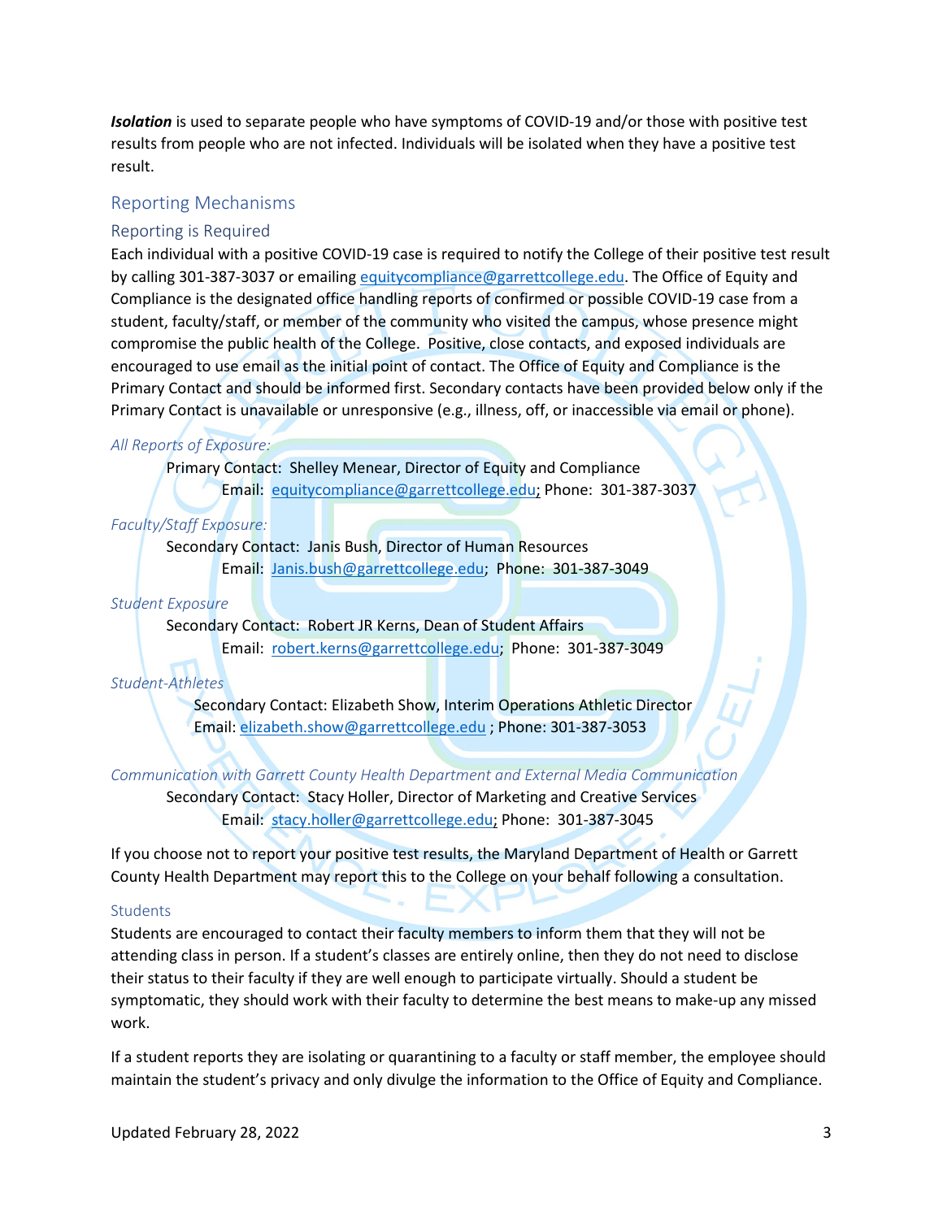***Isolation*** is used to separate people who have symptoms of COVID-19 and/or those with positive test results from people who are not infected. Individuals will be isolated when they have a positive test result.

## Reporting Mechanisms

### Reporting is Required

Each individual with a positive COVID-19 case is required to notify the College of their positive test result by calling 301-387-3037 or emailing equitycompliance@garrettcollege.edu. The Office of Equity and Compliance is the designated office handling reports of confirmed or possible COVID-19 case from a student, faculty/staff, or member of the community who visited the campus, whose presence might compromise the public health of the College. Positive, close contacts, and exposed individuals are encouraged to use email as the initial point of contact. The Office of Equity and Compliance is the Primary Contact and should be informed first. Secondary contacts have been provided below only if the Primary Contact is unavailable or unresponsive (e.g., illness, off, or inaccessible via email or phone).

*All Reports of Exposure:*

Primary Contact: Shelley Menear, Director of Equity and Compliance
Email: equitycompliance@garrettcollege.edu; Phone: 301-387-3037

*Faculty/Staff Exposure:*

Secondary Contact: Janis Bush, Director of Human Resources
Email: Janis.bush@garrettcollege.edu; Phone: 301-387-3049

*Student Exposure*

Secondary Contact: Robert JR Kerns, Dean of Student Affairs
Email: robert.kerns@garrettcollege.edu; Phone: 301-387-3049

*Student-Athletes*

Secondary Contact: Elizabeth Show, Interim Operations Athletic Director
Email: elizabeth.show@garrettcollege.edu ; Phone: 301-387-3053

*Communication with Garrett County Health Department and External Media Communication*

Secondary Contact: Stacy Holler, Director of Marketing and Creative Services
Email: stacy.holler@garrettcollege.edu; Phone: 301-387-3045

If you choose not to report your positive test results, the Maryland Department of Health or Garrett County Health Department may report this to the College on your behalf following a consultation.

### Students

Students are encouraged to contact their faculty members to inform them that they will not be attending class in person. If a student's classes are entirely online, then they do not need to disclose their status to their faculty if they are well enough to participate virtually. Should a student be symptomatic, they should work with their faculty to determine the best means to make-up any missed work.

If a student reports they are isolating or quarantining to a faculty or staff member, the employee should maintain the student's privacy and only divulge the information to the Office of Equity and Compliance.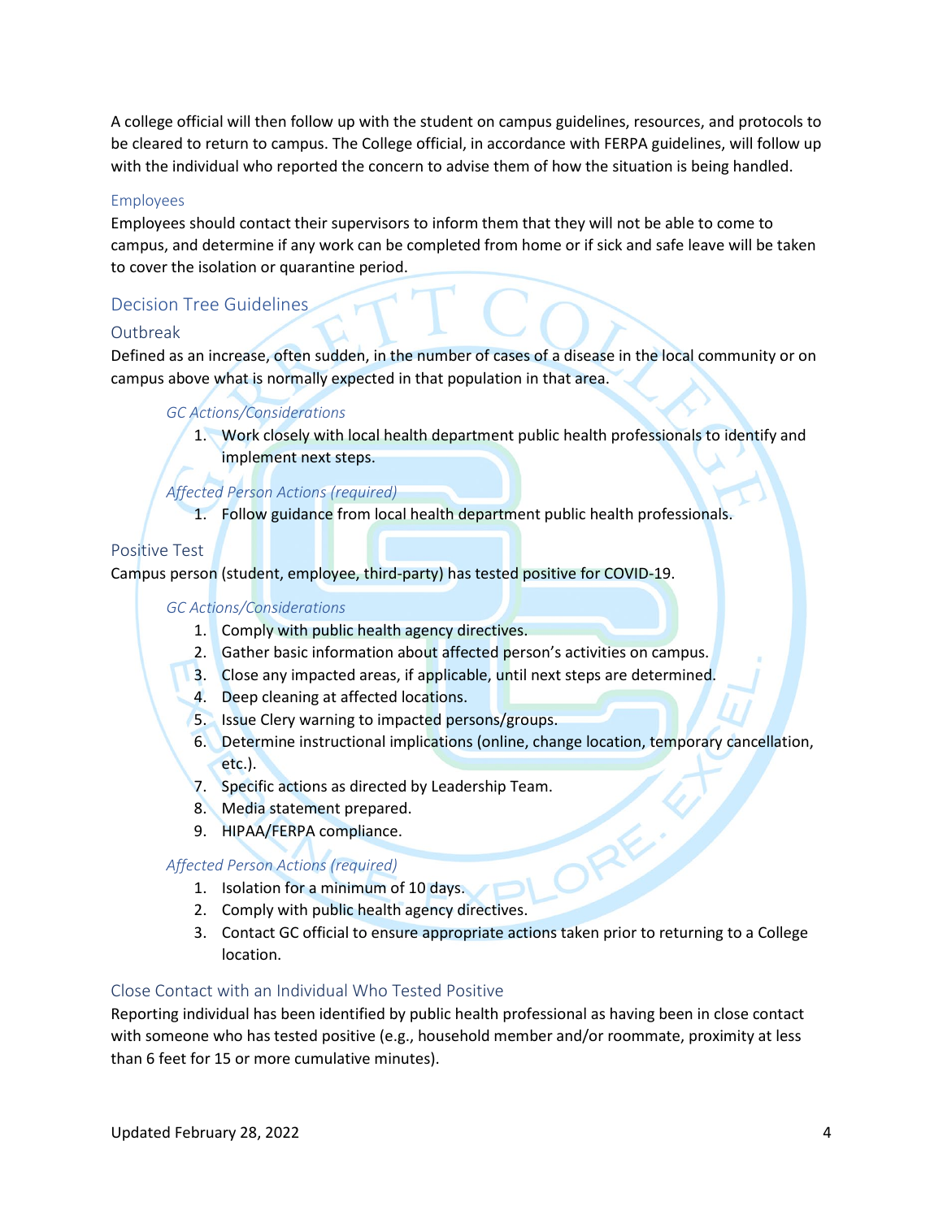A college official will then follow up with the student on campus guidelines, resources, and protocols to be cleared to return to campus. The College official, in accordance with FERPA guidelines, will follow up with the individual who reported the concern to advise them of how the situation is being handled.

### Employees

Employees should contact their supervisors to inform them that they will not be able to come to campus, and determine if any work can be completed from home or if sick and safe leave will be taken to cover the isolation or quarantine period.

## Decision Tree Guidelines

### Outbreak

Defined as an increase, often sudden, in the number of cases of a disease in the local community or on campus above what is normally expected in that population in that area.

#### *GC Actions/Considerations*

1. Work closely with local health department public health professionals to identify and implement next steps.

#### *Affected Person Actions (required)*

1. Follow guidance from local health department public health professionals.

### Positive Test

Campus person (student, employee, third-party) has tested positive for COVID-19.

#### *GC Actions/Considerations*

1. Comply with public health agency directives.
2. Gather basic information about affected person's activities on campus.
3. Close any impacted areas, if applicable, until next steps are determined.
4. Deep cleaning at affected locations.
5. Issue Clery warning to impacted persons/groups.
6. Determine instructional implications (online, change location, temporary cancellation, etc.).
7. Specific actions as directed by Leadership Team.
8. Media statement prepared.
9. HIPAA/FERPA compliance.

#### *Affected Person Actions (required)*

1. Isolation for a minimum of 10 days.
2. Comply with public health agency directives.
3. Contact GC official to ensure appropriate actions taken prior to returning to a College location.

### Close Contact with an Individual Who Tested Positive

Reporting individual has been identified by public health professional as having been in close contact with someone who has tested positive (e.g., household member and/or roommate, proximity at less than 6 feet for 15 or more cumulative minutes).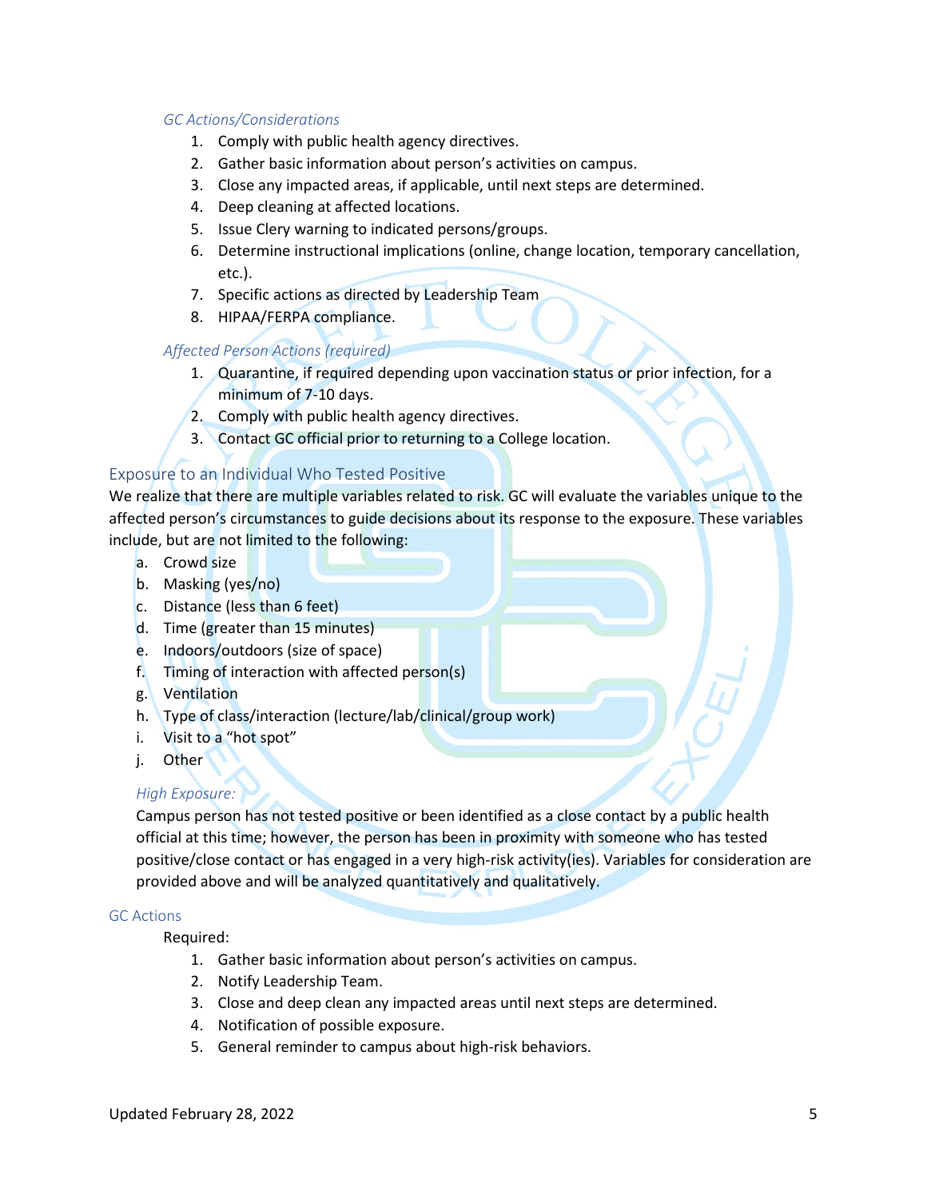*GC Actions/Considerations*

1. Comply with public health agency directives.
2. Gather basic information about person's activities on campus.
3. Close any impacted areas, if applicable, until next steps are determined.
4. Deep cleaning at affected locations.
5. Issue Clery warning to indicated persons/groups.
6. Determine instructional implications (online, change location, temporary cancellation, etc.).
7. Specific actions as directed by Leadership Team
8. HIPAA/FERPA compliance.

*Affected Person Actions (required)*

1. Quarantine, if required depending upon vaccination status or prior infection, for a minimum of 7-10 days.
2. Comply with public health agency directives.
3. Contact GC official prior to returning to a College location.

## Exposure to an Individual Who Tested Positive

We realize that there are multiple variables related to risk. GC will evaluate the variables unique to the affected person's circumstances to guide decisions about its response to the exposure. These variables include, but are not limited to the following:

a. Crowd size
b. Masking (yes/no)
c. Distance (less than 6 feet)
d. Time (greater than 15 minutes)
e. Indoors/outdoors (size of space)
f. Timing of interaction with affected person(s)
g. Ventilation
h. Type of class/interaction (lecture/lab/clinical/group work)
i. Visit to a "hot spot"
j. Other

*High Exposure:*

Campus person has not tested positive or been identified as a close contact by a public health official at this time; however, the person has been in proximity with someone who has tested positive/close contact or has engaged in a very high-risk activity(ies). Variables for consideration are provided above and will be analyzed quantitatively and qualitatively.

### GC Actions

Required:

1. Gather basic information about person's activities on campus.
2. Notify Leadership Team.
3. Close and deep clean any impacted areas until next steps are determined.
4. Notification of possible exposure.
5. General reminder to campus about high-risk behaviors.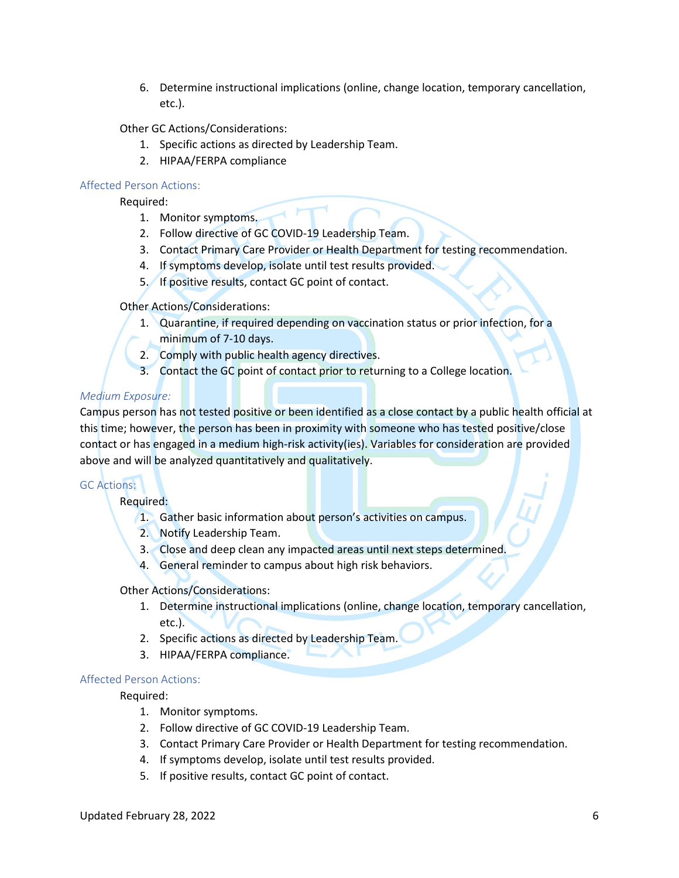6. Determine instructional implications (online, change location, temporary cancellation, etc.).

Other GC Actions/Considerations:

1. Specific actions as directed by Leadership Team.
2. HIPAA/FERPA compliance

### Affected Person Actions:

Required:

1. Monitor symptoms.
2. Follow directive of GC COVID-19 Leadership Team.
3. Contact Primary Care Provider or Health Department for testing recommendation.
4. If symptoms develop, isolate until test results provided.
5. If positive results, contact GC point of contact.

Other Actions/Considerations:

1. Quarantine, if required depending on vaccination status or prior infection, for a minimum of 7-10 days.
2. Comply with public health agency directives.
3. Contact the GC point of contact prior to returning to a College location.

### *Medium Exposure:*

Campus person has not tested positive or been identified as a close contact by a public health official at this time; however, the person has been in proximity with someone who has tested positive/close contact or has engaged in a medium high-risk activity(ies). Variables for consideration are provided above and will be analyzed quantitatively and qualitatively.

### GC Actions:

Required:

1. Gather basic information about person's activities on campus.
2. Notify Leadership Team.
3. Close and deep clean any impacted areas until next steps determined.
4. General reminder to campus about high risk behaviors.

Other Actions/Considerations:

1. Determine instructional implications (online, change location, temporary cancellation, etc.).
2. Specific actions as directed by Leadership Team.
3. HIPAA/FERPA compliance.

### Affected Person Actions:

Required:

1. Monitor symptoms.
2. Follow directive of GC COVID-19 Leadership Team.
3. Contact Primary Care Provider or Health Department for testing recommendation.
4. If symptoms develop, isolate until test results provided.
5. If positive results, contact GC point of contact.

Updated February 28, 2022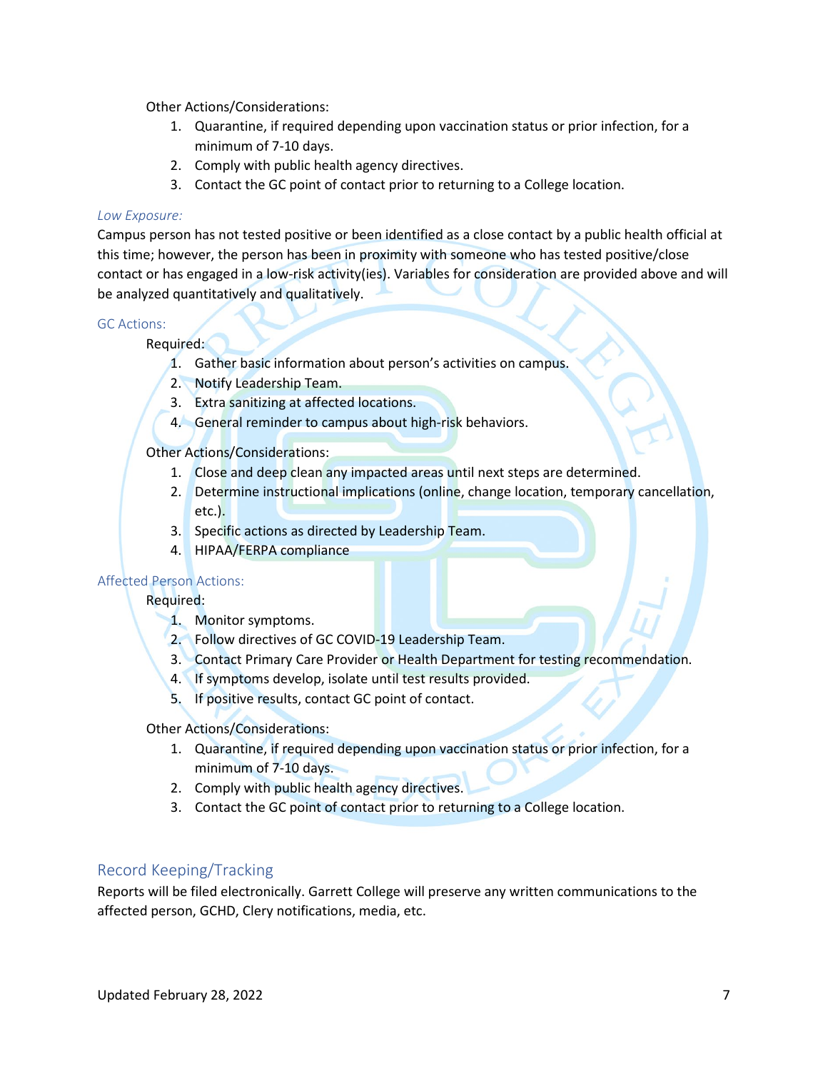Other Actions/Considerations:

1. Quarantine, if required depending upon vaccination status or prior infection, for a minimum of 7-10 days.
2. Comply with public health agency directives.
3. Contact the GC point of contact prior to returning to a College location.

*Low Exposure:*

Campus person has not tested positive or been identified as a close contact by a public health official at this time; however, the person has been in proximity with someone who has tested positive/close contact or has engaged in a low-risk activity(ies). Variables for consideration are provided above and will be analyzed quantitatively and qualitatively.

#### GC Actions:

Required:

1. Gather basic information about person's activities on campus.
2. Notify Leadership Team.
3. Extra sanitizing at affected locations.
4. General reminder to campus about high-risk behaviors.

Other Actions/Considerations:

1. Close and deep clean any impacted areas until next steps are determined.
2. Determine instructional implications (online, change location, temporary cancellation, etc.).
3. Specific actions as directed by Leadership Team.
4. HIPAA/FERPA compliance

#### Affected Person Actions:

Required:

1. Monitor symptoms.
2. Follow directives of GC COVID-19 Leadership Team.
3. Contact Primary Care Provider or Health Department for testing recommendation.
4. If symptoms develop, isolate until test results provided.
5. If positive results, contact GC point of contact.

Other Actions/Considerations:

1. Quarantine, if required depending upon vaccination status or prior infection, for a minimum of 7-10 days.
2. Comply with public health agency directives.
3. Contact the GC point of contact prior to returning to a College location.

## Record Keeping/Tracking

Reports will be filed electronically. Garrett College will preserve any written communications to the affected person, GCHD, Clery notifications, media, etc.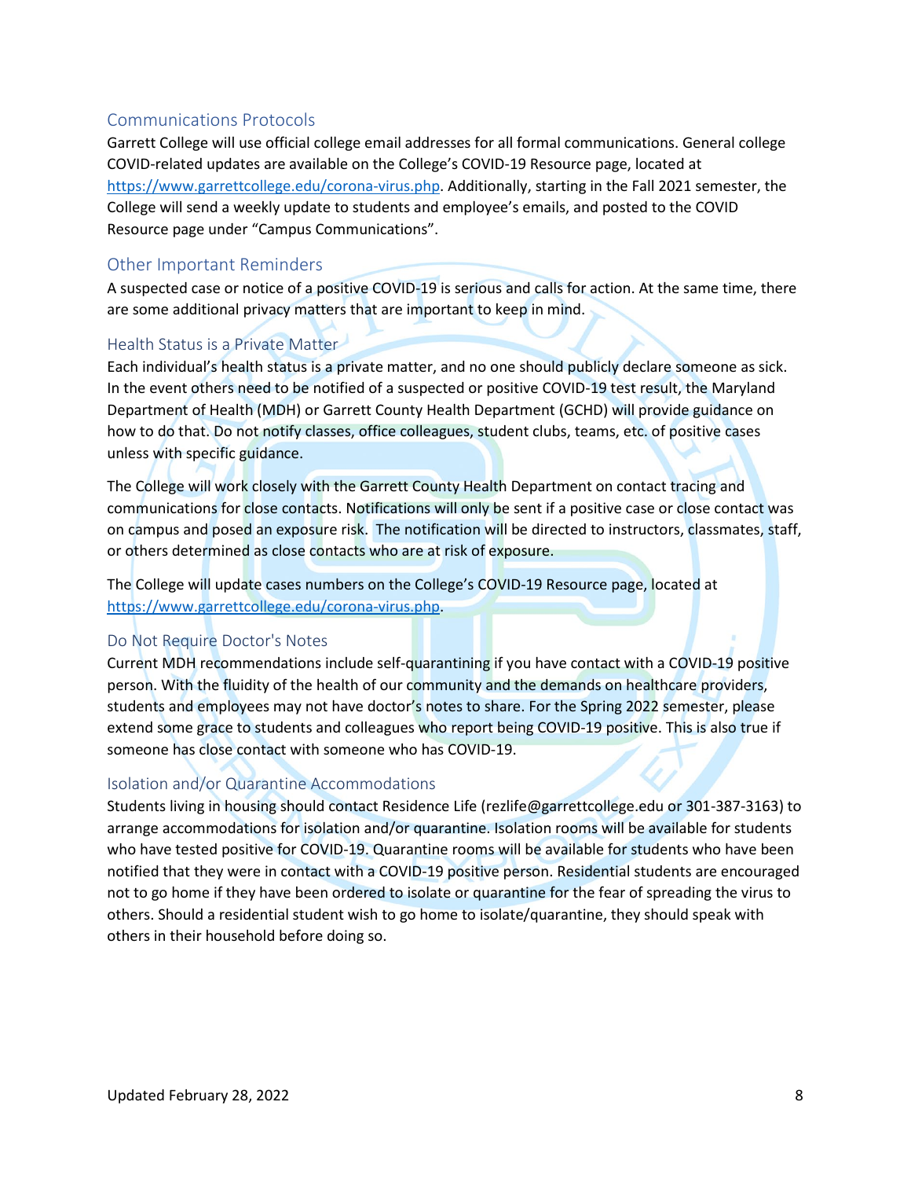## Communications Protocols

Garrett College will use official college email addresses for all formal communications. General college COVID-related updates are available on the College's COVID-19 Resource page, located at https://www.garrettcollege.edu/corona-virus.php. Additionally, starting in the Fall 2021 semester, the College will send a weekly update to students and employee's emails, and posted to the COVID Resource page under "Campus Communications".

## Other Important Reminders

A suspected case or notice of a positive COVID-19 is serious and calls for action. At the same time, there are some additional privacy matters that are important to keep in mind.

### Health Status is a Private Matter

Each individual's health status is a private matter, and no one should publicly declare someone as sick. In the event others need to be notified of a suspected or positive COVID-19 test result, the Maryland Department of Health (MDH) or Garrett County Health Department (GCHD) will provide guidance on how to do that. Do not notify classes, office colleagues, student clubs, teams, etc. of positive cases unless with specific guidance.

The College will work closely with the Garrett County Health Department on contact tracing and communications for close contacts. Notifications will only be sent if a positive case or close contact was on campus and posed an exposure risk. The notification will be directed to instructors, classmates, staff, or others determined as close contacts who are at risk of exposure.

The College will update cases numbers on the College's COVID-19 Resource page, located at https://www.garrettcollege.edu/corona-virus.php.

### Do Not Require Doctor's Notes

Current MDH recommendations include self-quarantining if you have contact with a COVID-19 positive person. With the fluidity of the health of our community and the demands on healthcare providers, students and employees may not have doctor's notes to share. For the Spring 2022 semester, please extend some grace to students and colleagues who report being COVID-19 positive. This is also true if someone has close contact with someone who has COVID-19.

### Isolation and/or Quarantine Accommodations

Students living in housing should contact Residence Life (rezlife@garrettcollege.edu or 301-387-3163) to arrange accommodations for isolation and/or quarantine. Isolation rooms will be available for students who have tested positive for COVID-19. Quarantine rooms will be available for students who have been notified that they were in contact with a COVID-19 positive person. Residential students are encouraged not to go home if they have been ordered to isolate or quarantine for the fear of spreading the virus to others. Should a residential student wish to go home to isolate/quarantine, they should speak with others in their household before doing so.